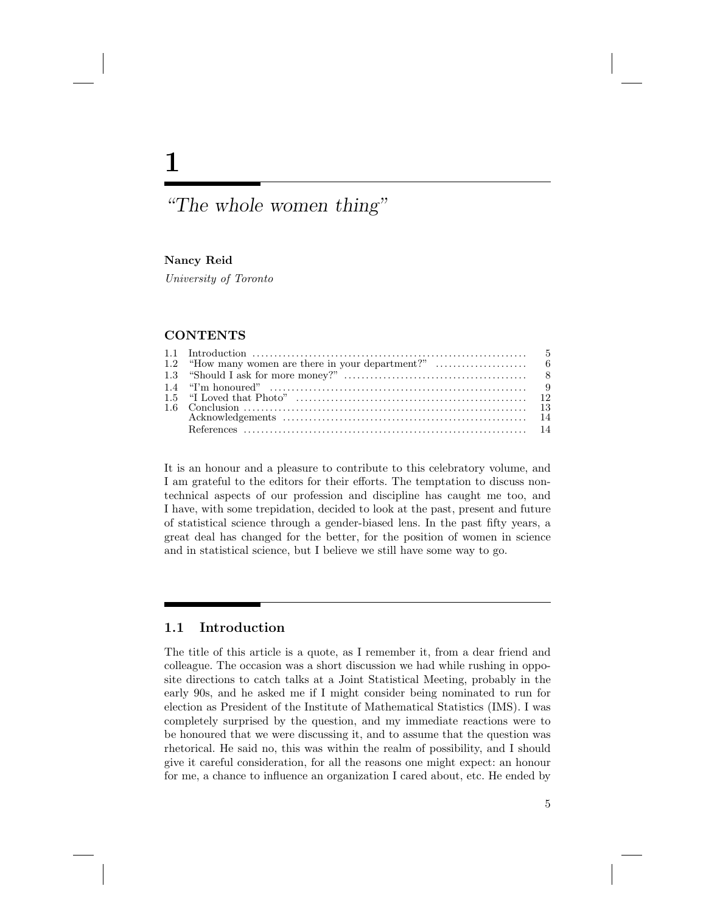# 1

## *"The whole women thing"*

**Nancy Reid**

*University of Toronto*

### CONTENTS

| | | |
|---|---|---|
| 1.1 | Introduction | 5 |
| 1.2 | "How many women are there in your department?" | 6 |
| 1.3 | "Should I ask for more money?" | 8 |
| 1.4 | "I'm honoured" | 9 |
| 1.5 | "I Loved that Photo" | 12 |
| 1.6 | Conclusion | 13 |
| | Acknowledgements | 14 |
| | References | 14 |

It is an honour and a pleasure to contribute to this celebratory volume, and I am grateful to the editors for their efforts. The temptation to discuss non-technical aspects of our profession and discipline has caught me too, and I have, with some trepidation, decided to look at the past, present and future of statistical science through a gender-biased lens. In the past fifty years, a great deal has changed for the better, for the position of women in science and in statistical science, but I believe we still have some way to go.

## 1.1 Introduction

The title of this article is a quote, as I remember it, from a dear friend and colleague. The occasion was a short discussion we had while rushing in opposite directions to catch talks at a Joint Statistical Meeting, probably in the early 90s, and he asked me if I might consider being nominated to run for election as President of the Institute of Mathematical Statistics (IMS). I was completely surprised by the question, and my immediate reactions were to be honoured that we were discussing it, and to assume that the question was rhetorical. He said no, this was within the realm of possibility, and I should give it careful consideration, for all the reasons one might expect: an honour for me, a chance to influence an organization I cared about, etc. He ended by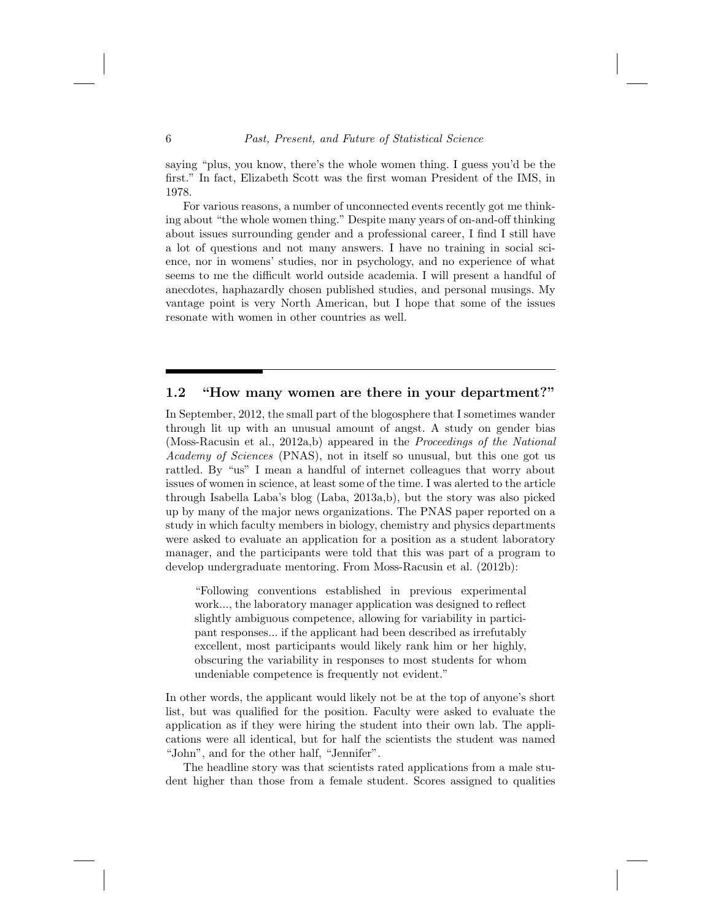saying "plus, you know, there's the whole women thing. I guess you'd be the first." In fact, Elizabeth Scott was the first woman President of the IMS, in 1978.

For various reasons, a number of unconnected events recently got me thinking about "the whole women thing." Despite many years of on-and-off thinking about issues surrounding gender and a professional career, I find I still have a lot of questions and not many answers. I have no training in social science, nor in womens' studies, nor in psychology, and no experience of what seems to me the difficult world outside academia. I will present a handful of anecdotes, haphazardly chosen published studies, and personal musings. My vantage point is very North American, but I hope that some of the issues resonate with women in other countries as well.

## 1.2 "How many women are there in your department?"

In September, 2012, the small part of the blogosphere that I sometimes wander through lit up with an unusual amount of angst. A study on gender bias (Moss-Racusin et al., 2012a,b) appeared in the *Proceedings of the National Academy of Sciences* (PNAS), not in itself so unusual, but this one got us rattled. By "us" I mean a handful of internet colleagues that worry about issues of women in science, at least some of the time. I was alerted to the article through Isabella Laba's blog (Laba, 2013a,b), but the story was also picked up by many of the major news organizations. The PNAS paper reported on a study in which faculty members in biology, chemistry and physics departments were asked to evaluate an application for a position as a student laboratory manager, and the participants were told that this was part of a program to develop undergraduate mentoring. From Moss-Racusin et al. (2012b):

> "Following conventions established in previous experimental work..., the laboratory manager application was designed to reflect slightly ambiguous competence, allowing for variability in participant responses... if the applicant had been described as irrefutably excellent, most participants would likely rank him or her highly, obscuring the variability in responses to most students for whom undeniable competence is frequently not evident."

In other words, the applicant would likely not be at the top of anyone's short list, but was qualified for the position. Faculty were asked to evaluate the application as if they were hiring the student into their own lab. The applications were all identical, but for half the scientists the student was named "John", and for the other half, "Jennifer".

The headline story was that scientists rated applications from a male student higher than those from a female student. Scores assigned to qualities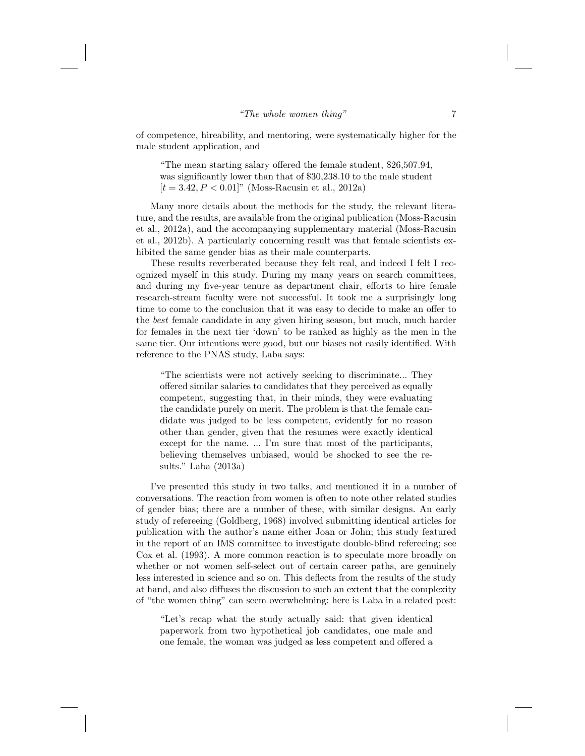of competence, hireability, and mentoring, were systematically higher for the male student application, and

> "The mean starting salary offered the female student, \$26,507.94, was significantly lower than that of \$30,238.10 to the male student [$t = 3.42, P < 0.01$]" (Moss-Racusin et al., 2012a)

Many more details about the methods for the study, the relevant literature, and the results, are available from the original publication (Moss-Racusin et al., 2012a), and the accompanying supplementary material (Moss-Racusin et al., 2012b). A particularly concerning result was that female scientists exhibited the same gender bias as their male counterparts.

These results reverberated because they felt real, and indeed I felt I recognized myself in this study. During my many years on search committees, and during my five-year tenure as department chair, efforts to hire female research-stream faculty were not successful. It took me a surprisingly long time to come to the conclusion that it was easy to decide to make an offer to the *best* female candidate in any given hiring season, but much, much harder for females in the next tier 'down' to be ranked as highly as the men in the same tier. Our intentions were good, but our biases not easily identified. With reference to the PNAS study, Laba says:

> "The scientists were not actively seeking to discriminate... They offered similar salaries to candidates that they perceived as equally competent, suggesting that, in their minds, they were evaluating the candidate purely on merit. The problem is that the female candidate was judged to be less competent, evidently for no reason other than gender, given that the resumes were exactly identical except for the name. ... I'm sure that most of the participants, believing themselves unbiased, would be shocked to see the results." Laba (2013a)

I've presented this study in two talks, and mentioned it in a number of conversations. The reaction from women is often to note other related studies of gender bias; there are a number of these, with similar designs. An early study of refereeing (Goldberg, 1968) involved submitting identical articles for publication with the author's name either Joan or John; this study featured in the report of an IMS committee to investigate double-blind refereeing; see Cox et al. (1993). A more common reaction is to speculate more broadly on whether or not women self-select out of certain career paths, are genuinely less interested in science and so on. This deflects from the results of the study at hand, and also diffuses the discussion to such an extent that the complexity of "the women thing" can seem overwhelming: here is Laba in a related post:

> "Let's recap what the study actually said: that given identical paperwork from two hypothetical job candidates, one male and one female, the woman was judged as less competent and offered a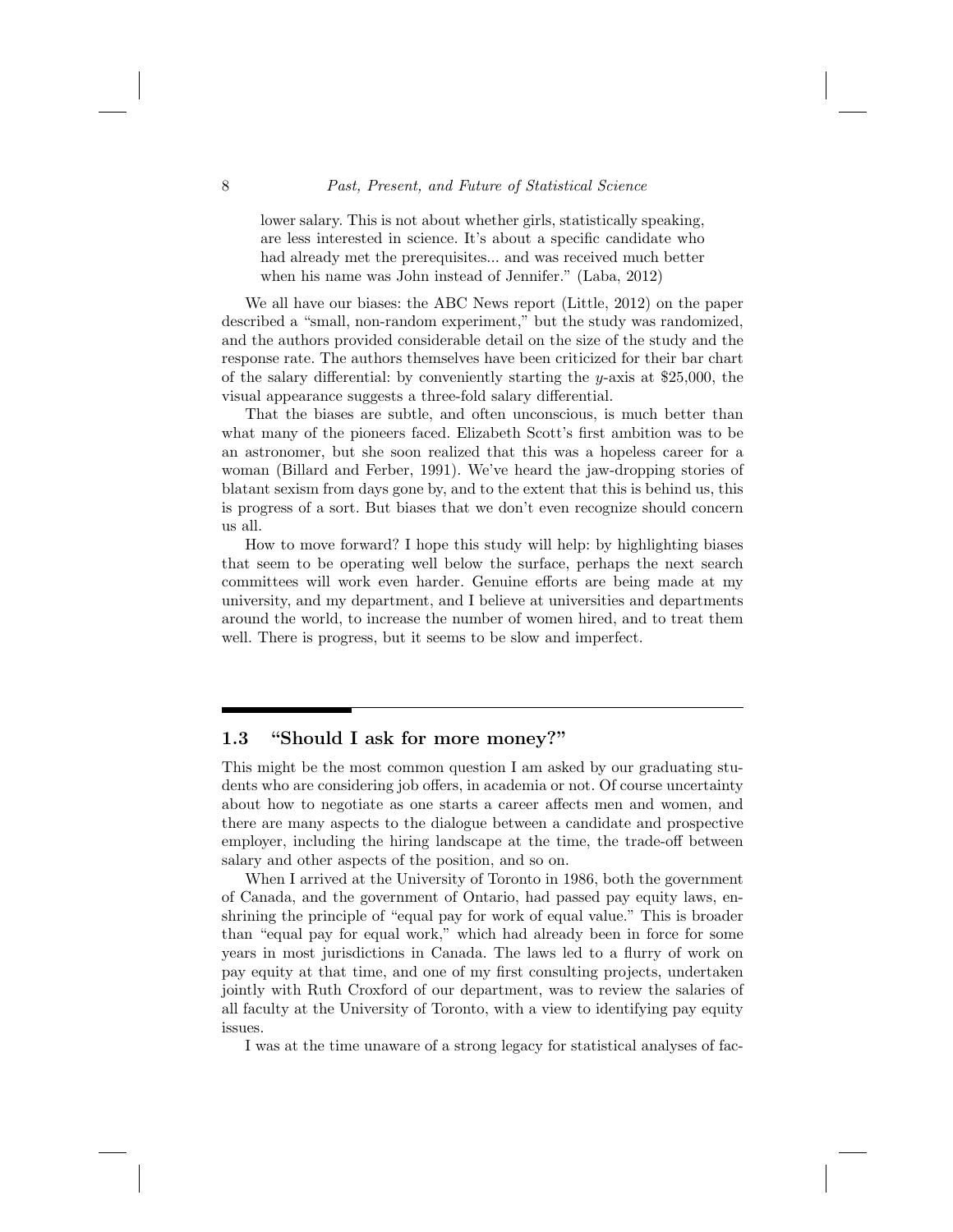lower salary. This is not about whether girls, statistically speaking, are less interested in science. It's about a specific candidate who had already met the prerequisites... and was received much better when his name was John instead of Jennifer." (Laba, 2012)

We all have our biases: the ABC News report (Little, 2012) on the paper described a "small, non-random experiment," but the study was randomized, and the authors provided considerable detail on the size of the study and the response rate. The authors themselves have been criticized for their bar chart of the salary differential: by conveniently starting the $y$-axis at \$25,000, the visual appearance suggests a three-fold salary differential.

That the biases are subtle, and often unconscious, is much better than what many of the pioneers faced. Elizabeth Scott's first ambition was to be an astronomer, but she soon realized that this was a hopeless career for a woman (Billard and Ferber, 1991). We've heard the jaw-dropping stories of blatant sexism from days gone by, and to the extent that this is behind us, this is progress of a sort. But biases that we don't even recognize should concern us all.

How to move forward? I hope this study will help: by highlighting biases that seem to be operating well below the surface, perhaps the next search committees will work even harder. Genuine efforts are being made at my university, and my department, and I believe at universities and departments around the world, to increase the number of women hired, and to treat them well. There is progress, but it seems to be slow and imperfect.

## 1.3 "Should I ask for more money?"

This might be the most common question I am asked by our graduating students who are considering job offers, in academia or not. Of course uncertainty about how to negotiate as one starts a career affects men and women, and there are many aspects to the dialogue between a candidate and prospective employer, including the hiring landscape at the time, the trade-off between salary and other aspects of the position, and so on.

When I arrived at the University of Toronto in 1986, both the government of Canada, and the government of Ontario, had passed pay equity laws, enshrining the principle of "equal pay for work of equal value." This is broader than "equal pay for equal work," which had already been in force for some years in most jurisdictions in Canada. The laws led to a flurry of work on pay equity at that time, and one of my first consulting projects, undertaken jointly with Ruth Croxford of our department, was to review the salaries of all faculty at the University of Toronto, with a view to identifying pay equity issues.

I was at the time unaware of a strong legacy for statistical analyses of fac-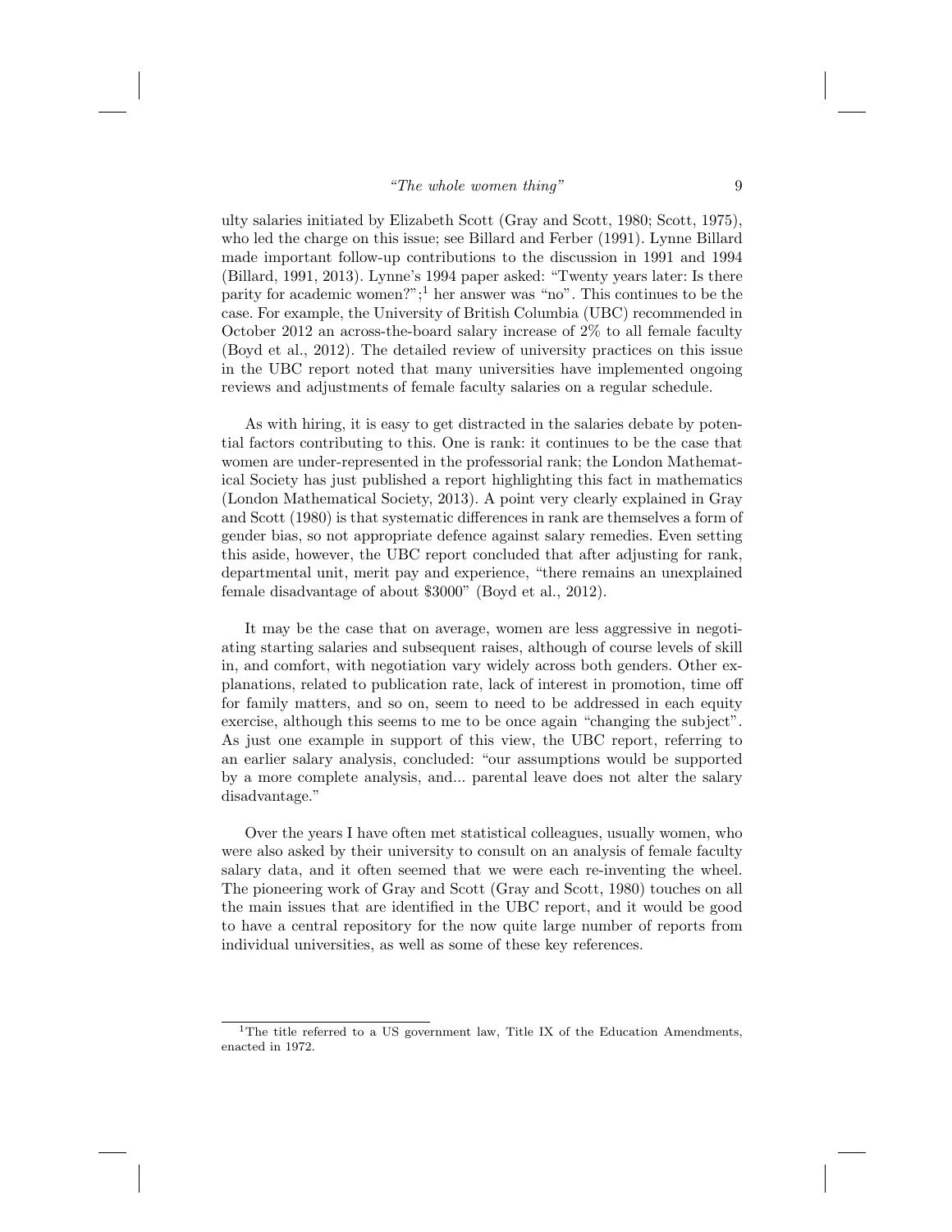ulty salaries initiated by Elizabeth Scott (Gray and Scott, 1980; Scott, 1975), who led the charge on this issue; see Billard and Ferber (1991). Lynne Billard made important follow-up contributions to the discussion in 1991 and 1994 (Billard, 1991, 2013). Lynne's 1994 paper asked: "Twenty years later: Is there parity for academic women?";[1] her answer was "no". This continues to be the case. For example, the University of British Columbia (UBC) recommended in October 2012 an across-the-board salary increase of 2% to all female faculty (Boyd et al., 2012). The detailed review of university practices on this issue in the UBC report noted that many universities have implemented ongoing reviews and adjustments of female faculty salaries on a regular schedule.

As with hiring, it is easy to get distracted in the salaries debate by potential factors contributing to this. One is rank: it continues to be the case that women are under-represented in the professorial rank; the London Mathematical Society has just published a report highlighting this fact in mathematics (London Mathematical Society, 2013). A point very clearly explained in Gray and Scott (1980) is that systematic differences in rank are themselves a form of gender bias, so not appropriate defence against salary remedies. Even setting this aside, however, the UBC report concluded that after adjusting for rank, departmental unit, merit pay and experience, "there remains an unexplained female disadvantage of about $3000" (Boyd et al., 2012).

It may be the case that on average, women are less aggressive in negotiating starting salaries and subsequent raises, although of course levels of skill in, and comfort, with negotiation vary widely across both genders. Other explanations, related to publication rate, lack of interest in promotion, time off for family matters, and so on, seem to need to be addressed in each equity exercise, although this seems to me to be once again "changing the subject". As just one example in support of this view, the UBC report, referring to an earlier salary analysis, concluded: "our assumptions would be supported by a more complete analysis, and... parental leave does not alter the salary disadvantage."

Over the years I have often met statistical colleagues, usually women, who were also asked by their university to consult on an analysis of female faculty salary data, and it often seemed that we were each re-inventing the wheel. The pioneering work of Gray and Scott (Gray and Scott, 1980) touches on all the main issues that are identified in the UBC report, and it would be good to have a central repository for the now quite large number of reports from individual universities, as well as some of these key references.

[1] The title referred to a US government law, Title IX of the Education Amendments, enacted in 1972.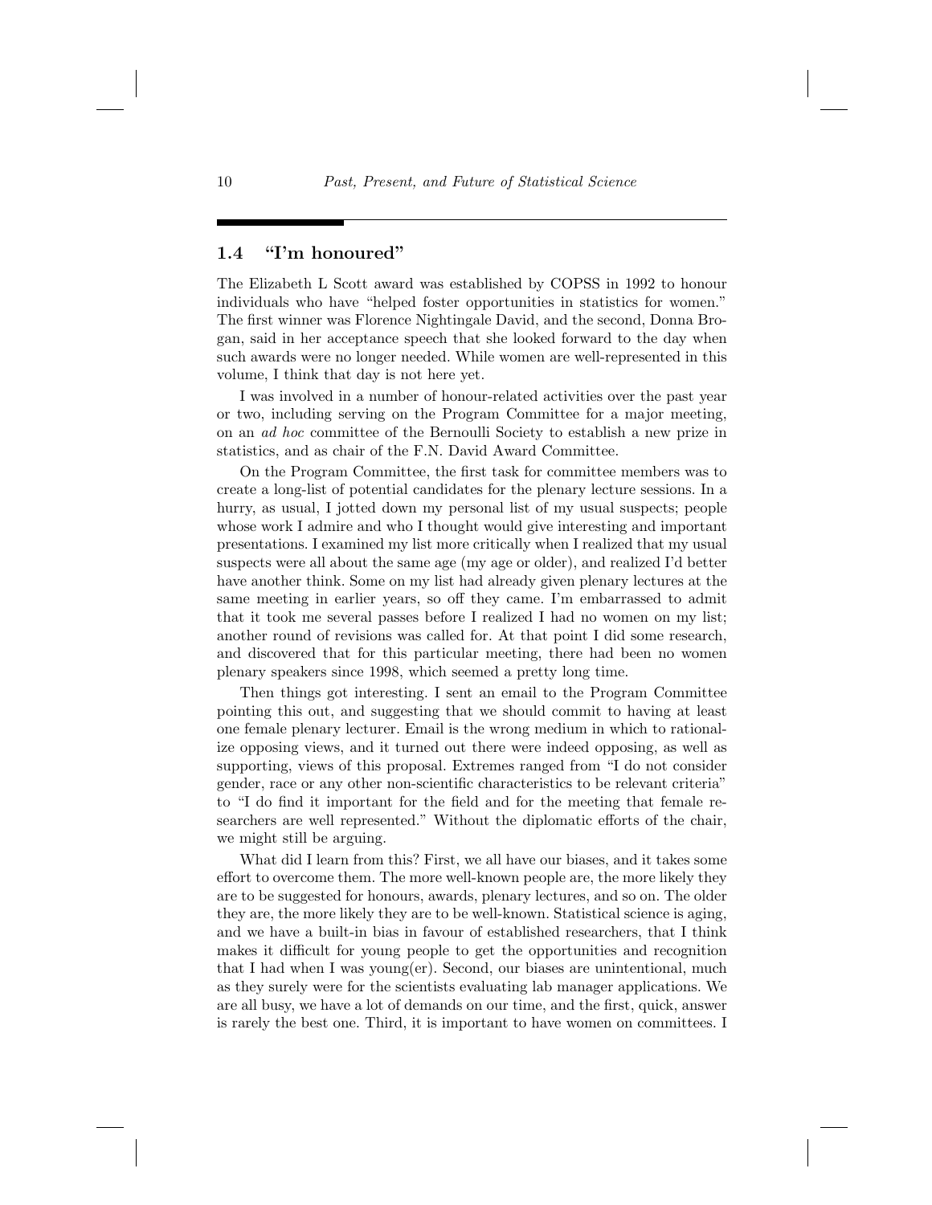## 1.4 "I'm honoured"

The Elizabeth L Scott award was established by COPSS in 1992 to honour individuals who have "helped foster opportunities in statistics for women." The first winner was Florence Nightingale David, and the second, Donna Brogan, said in her acceptance speech that she looked forward to the day when such awards were no longer needed. While women are well-represented in this volume, I think that day is not here yet.

I was involved in a number of honour-related activities over the past year or two, including serving on the Program Committee for a major meeting, on an *ad hoc* committee of the Bernoulli Society to establish a new prize in statistics, and as chair of the F.N. David Award Committee.

On the Program Committee, the first task for committee members was to create a long-list of potential candidates for the plenary lecture sessions. In a hurry, as usual, I jotted down my personal list of my usual suspects; people whose work I admire and who I thought would give interesting and important presentations. I examined my list more critically when I realized that my usual suspects were all about the same age (my age or older), and realized I'd better have another think. Some on my list had already given plenary lectures at the same meeting in earlier years, so off they came. I'm embarrassed to admit that it took me several passes before I realized I had no women on my list; another round of revisions was called for. At that point I did some research, and discovered that for this particular meeting, there had been no women plenary speakers since 1998, which seemed a pretty long time.

Then things got interesting. I sent an email to the Program Committee pointing this out, and suggesting that we should commit to having at least one female plenary lecturer. Email is the wrong medium in which to rationalize opposing views, and it turned out there were indeed opposing, as well as supporting, views of this proposal. Extremes ranged from "I do not consider gender, race or any other non-scientific characteristics to be relevant criteria" to "I do find it important for the field and for the meeting that female researchers are well represented." Without the diplomatic efforts of the chair, we might still be arguing.

What did I learn from this? First, we all have our biases, and it takes some effort to overcome them. The more well-known people are, the more likely they are to be suggested for honours, awards, plenary lectures, and so on. The older they are, the more likely they are to be well-known. Statistical science is aging, and we have a built-in bias in favour of established researchers, that I think makes it difficult for young people to get the opportunities and recognition that I had when I was young(er). Second, our biases are unintentional, much as they surely were for the scientists evaluating lab manager applications. We are all busy, we have a lot of demands on our time, and the first, quick, answer is rarely the best one. Third, it is important to have women on committees. I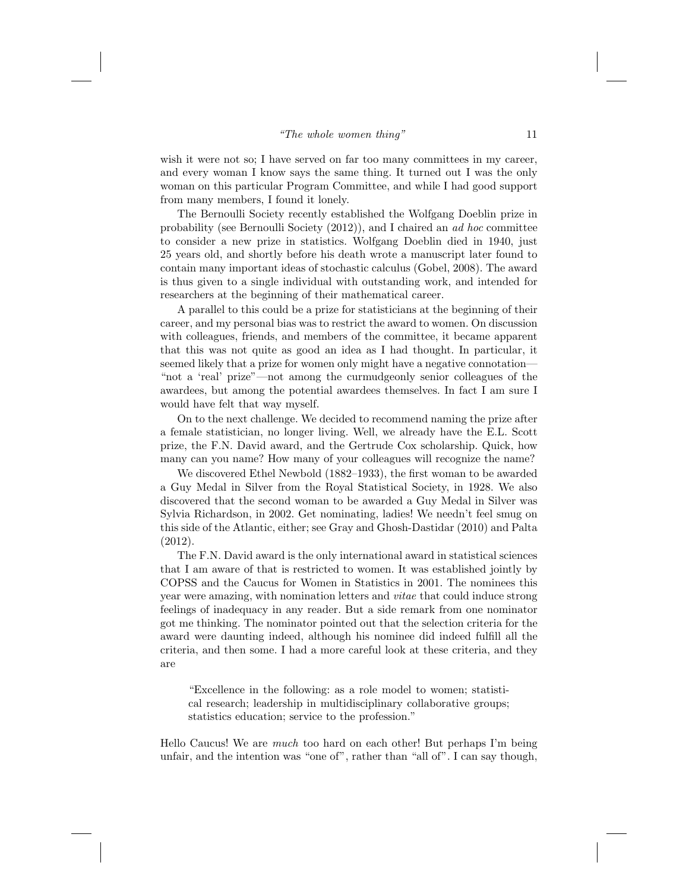wish it were not so; I have served on far too many committees in my career, and every woman I know says the same thing. It turned out I was the only woman on this particular Program Committee, and while I had good support from many members, I found it lonely.

The Bernoulli Society recently established the Wolfgang Doeblin prize in probability (see Bernoulli Society (2012)), and I chaired an *ad hoc* committee to consider a new prize in statistics. Wolfgang Doeblin died in 1940, just 25 years old, and shortly before his death wrote a manuscript later found to contain many important ideas of stochastic calculus (Gobel, 2008). The award is thus given to a single individual with outstanding work, and intended for researchers at the beginning of their mathematical career.

A parallel to this could be a prize for statisticians at the beginning of their career, and my personal bias was to restrict the award to women. On discussion with colleagues, friends, and members of the committee, it became apparent that this was not quite as good an idea as I had thought. In particular, it seemed likely that a prize for women only might have a negative connotation—"not a 'real' prize"—not among the curmudgeonly senior colleagues of the awardees, but among the potential awardees themselves. In fact I am sure I would have felt that way myself.

On to the next challenge. We decided to recommend naming the prize after a female statistician, no longer living. Well, we already have the E.L. Scott prize, the F.N. David award, and the Gertrude Cox scholarship. Quick, how many can you name? How many of your colleagues will recognize the name?

We discovered Ethel Newbold (1882–1933), the first woman to be awarded a Guy Medal in Silver from the Royal Statistical Society, in 1928. We also discovered that the second woman to be awarded a Guy Medal in Silver was Sylvia Richardson, in 2002. Get nominating, ladies! We needn't feel smug on this side of the Atlantic, either; see Gray and Ghosh-Dastidar (2010) and Palta (2012).

The F.N. David award is the only international award in statistical sciences that I am aware of that is restricted to women. It was established jointly by COPSS and the Caucus for Women in Statistics in 2001. The nominees this year were amazing, with nomination letters and *vitae* that could induce strong feelings of inadequacy in any reader. But a side remark from one nominator got me thinking. The nominator pointed out that the selection criteria for the award were daunting indeed, although his nominee did indeed fulfill all the criteria, and then some. I had a more careful look at these criteria, and they are

> "Excellence in the following: as a role model to women; statistical research; leadership in multidisciplinary collaborative groups; statistics education; service to the profession."

Hello Caucus! We are *much* too hard on each other! But perhaps I'm being unfair, and the intention was "one of", rather than "all of". I can say though,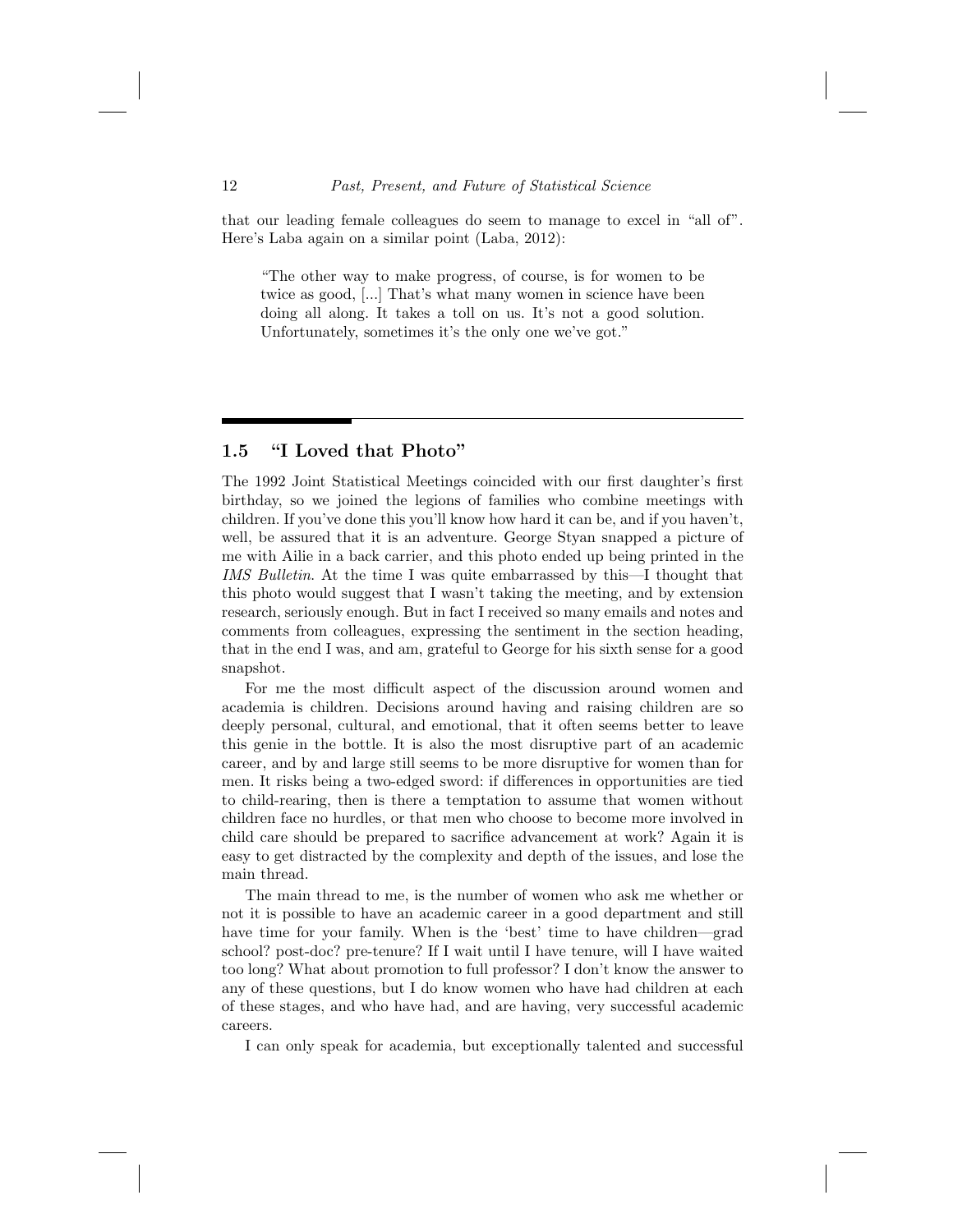that our leading female colleagues do seem to manage to excel in "all of". Here's Laba again on a similar point (Laba, 2012):

> "The other way to make progress, of course, is for women to be twice as good, [...] That's what many women in science have been doing all along. It takes a toll on us. It's not a good solution. Unfortunately, sometimes it's the only one we've got."

## 1.5 "I Loved that Photo"

The 1992 Joint Statistical Meetings coincided with our first daughter's first birthday, so we joined the legions of families who combine meetings with children. If you've done this you'll know how hard it can be, and if you haven't, well, be assured that it is an adventure. George Styan snapped a picture of me with Ailie in a back carrier, and this photo ended up being printed in the *IMS Bulletin*. At the time I was quite embarrassed by this—I thought that this photo would suggest that I wasn't taking the meeting, and by extension research, seriously enough. But in fact I received so many emails and notes and comments from colleagues, expressing the sentiment in the section heading, that in the end I was, and am, grateful to George for his sixth sense for a good snapshot.

For me the most difficult aspect of the discussion around women and academia is children. Decisions around having and raising children are so deeply personal, cultural, and emotional, that it often seems better to leave this genie in the bottle. It is also the most disruptive part of an academic career, and by and large still seems to be more disruptive for women than for men. It risks being a two-edged sword: if differences in opportunities are tied to child-rearing, then is there a temptation to assume that women without children face no hurdles, or that men who choose to become more involved in child care should be prepared to sacrifice advancement at work? Again it is easy to get distracted by the complexity and depth of the issues, and lose the main thread.

The main thread to me, is the number of women who ask me whether or not it is possible to have an academic career in a good department and still have time for your family. When is the 'best' time to have children—grad school? post-doc? pre-tenure? If I wait until I have tenure, will I have waited too long? What about promotion to full professor? I don't know the answer to any of these questions, but I do know women who have had children at each of these stages, and who have had, and are having, very successful academic careers.

I can only speak for academia, but exceptionally talented and successful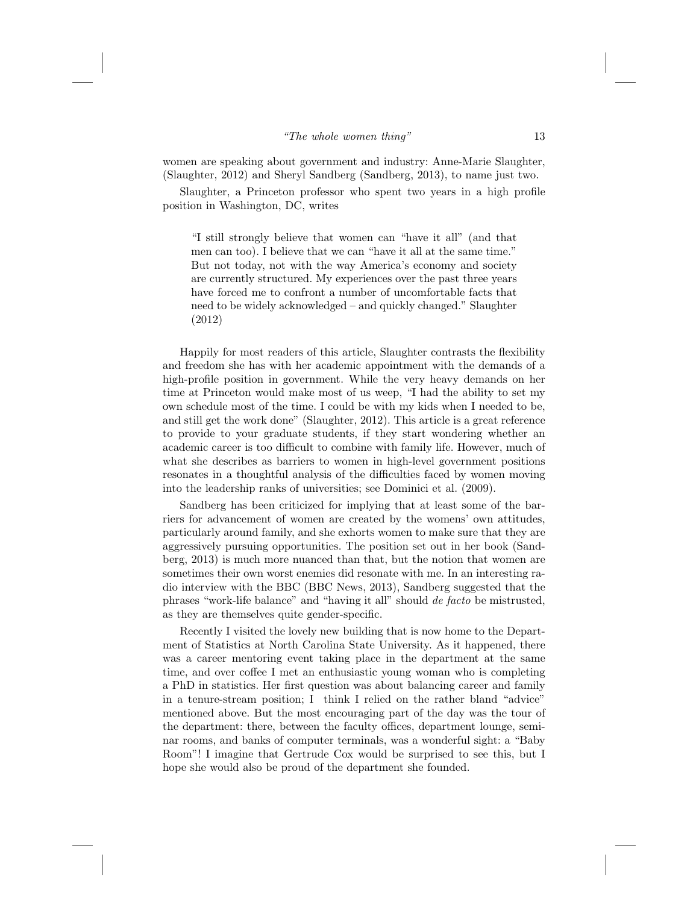women are speaking about government and industry: Anne-Marie Slaughter, (Slaughter, 2012) and Sheryl Sandberg (Sandberg, 2013), to name just two.

Slaughter, a Princeton professor who spent two years in a high profile position in Washington, DC, writes

> "I still strongly believe that women can "have it all" (and that men can too). I believe that we can "have it all at the same time." But not today, not with the way America's economy and society are currently structured. My experiences over the past three years have forced me to confront a number of uncomfortable facts that need to be widely acknowledged – and quickly changed." Slaughter (2012)

Happily for most readers of this article, Slaughter contrasts the flexibility and freedom she has with her academic appointment with the demands of a high-profile position in government. While the very heavy demands on her time at Princeton would make most of us weep, "I had the ability to set my own schedule most of the time. I could be with my kids when I needed to be, and still get the work done" (Slaughter, 2012). This article is a great reference to provide to your graduate students, if they start wondering whether an academic career is too difficult to combine with family life. However, much of what she describes as barriers to women in high-level government positions resonates in a thoughtful analysis of the difficulties faced by women moving into the leadership ranks of universities; see Dominici et al. (2009).

Sandberg has been criticized for implying that at least some of the barriers for advancement of women are created by the womens' own attitudes, particularly around family, and she exhorts women to make sure that they are aggressively pursuing opportunities. The position set out in her book (Sandberg, 2013) is much more nuanced than that, but the notion that women are sometimes their own worst enemies did resonate with me. In an interesting radio interview with the BBC (BBC News, 2013), Sandberg suggested that the phrases "work-life balance" and "having it all" should *de facto* be mistrusted, as they are themselves quite gender-specific.

Recently I visited the lovely new building that is now home to the Department of Statistics at North Carolina State University. As it happened, there was a career mentoring event taking place in the department at the same time, and over coffee I met an enthusiastic young woman who is completing a PhD in statistics. Her first question was about balancing career and family in a tenure-stream position; I think I relied on the rather bland "advice" mentioned above. But the most encouraging part of the day was the tour of the department: there, between the faculty offices, department lounge, seminar rooms, and banks of computer terminals, was a wonderful sight: a "Baby Room"! I imagine that Gertrude Cox would be surprised to see this, but I hope she would also be proud of the department she founded.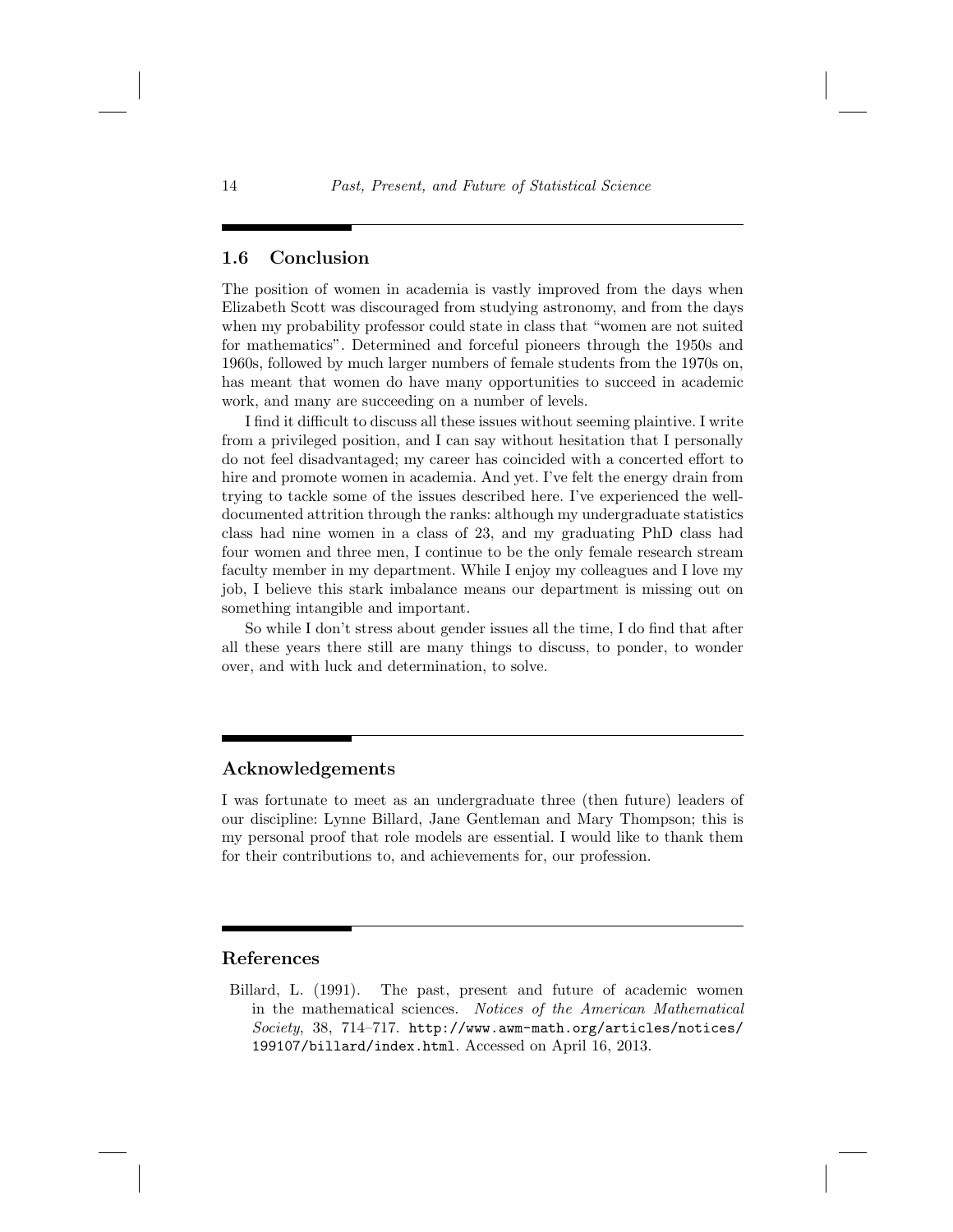## 1.6 Conclusion

The position of women in academia is vastly improved from the days when Elizabeth Scott was discouraged from studying astronomy, and from the days when my probability professor could state in class that "women are not suited for mathematics". Determined and forceful pioneers through the 1950s and 1960s, followed by much larger numbers of female students from the 1970s on, has meant that women do have many opportunities to succeed in academic work, and many are succeeding on a number of levels.

I find it difficult to discuss all these issues without seeming plaintive. I write from a privileged position, and I can say without hesitation that I personally do not feel disadvantaged; my career has coincided with a concerted effort to hire and promote women in academia. And yet. I've felt the energy drain from trying to tackle some of the issues described here. I've experienced the well-documented attrition through the ranks: although my undergraduate statistics class had nine women in a class of 23, and my graduating PhD class had four women and three men, I continue to be the only female research stream faculty member in my department. While I enjoy my colleagues and I love my job, I believe this stark imbalance means our department is missing out on something intangible and important.

So while I don't stress about gender issues all the time, I do find that after all these years there still are many things to discuss, to ponder, to wonder over, and with luck and determination, to solve.

## Acknowledgements

I was fortunate to meet as an undergraduate three (then future) leaders of our discipline: Lynne Billard, Jane Gentleman and Mary Thompson; this is my personal proof that role models are essential. I would like to thank them for their contributions to, and achievements for, our profession.

## References

Billard, L. (1991). The past, present and future of academic women in the mathematical sciences. *Notices of the American Mathematical Society*, 38, 714–717. http://www.awm-math.org/articles/notices/199107/billard/index.html. Accessed on April 16, 2013.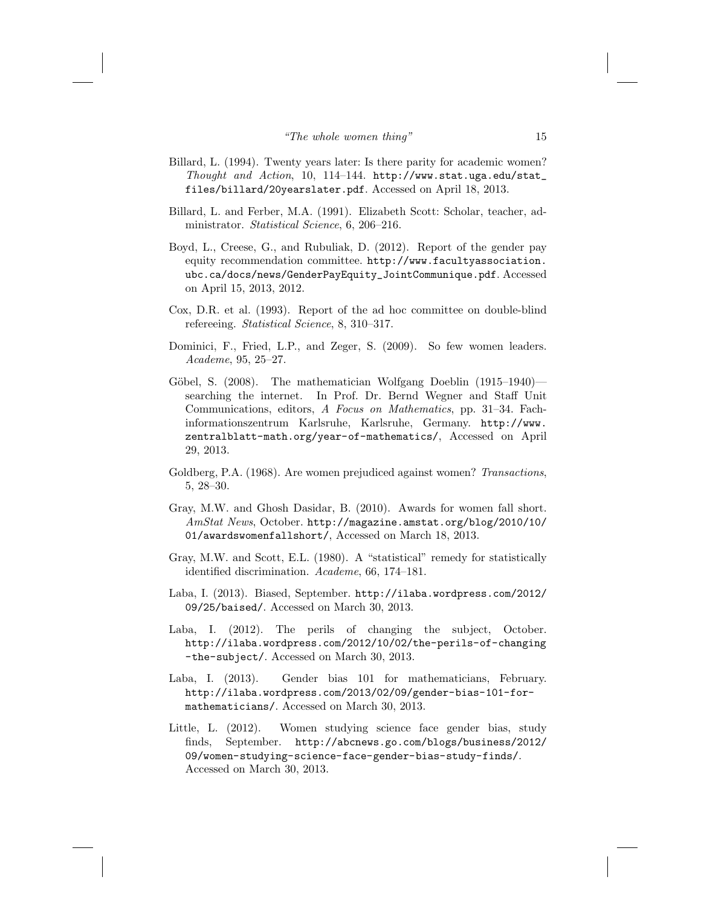Billard, L. (1994). Twenty years later: Is there parity for academic women? *Thought and Action*, 10, 114–144. http://www.stat.uga.edu/stat_files/billard/20yearslater.pdf. Accessed on April 18, 2013.

Billard, L. and Ferber, M.A. (1991). Elizabeth Scott: Scholar, teacher, administrator. *Statistical Science*, 6, 206–216.

Boyd, L., Creese, G., and Rubuliak, D. (2012). Report of the gender pay equity recommendation committee. http://www.facultyassociation.ubc.ca/docs/news/GenderPayEquity_JointCommunique.pdf. Accessed on April 15, 2013, 2012.

Cox, D.R. et al. (1993). Report of the ad hoc committee on double-blind refereeing. *Statistical Science*, 8, 310–317.

Dominici, F., Fried, L.P., and Zeger, S. (2009). So few women leaders. *Academe*, 95, 25–27.

Göbel, S. (2008). The mathematician Wolfgang Doeblin (1915–1940)—searching the internet. In Prof. Dr. Bernd Wegner and Staff Unit Communications, editors, *A Focus on Mathematics*, pp. 31–34. Fachinformationszentrum Karlsruhe, Karlsruhe, Germany. http://www.zentralblatt-math.org/year-of-mathematics/, Accessed on April 29, 2013.

Goldberg, P.A. (1968). Are women prejudiced against women? *Transactions*, 5, 28–30.

Gray, M.W. and Ghosh Dasidar, B. (2010). Awards for women fall short. *AmStat News*, October. http://magazine.amstat.org/blog/2010/10/01/awardswomenfallshort/, Accessed on March 18, 2013.

Gray, M.W. and Scott, E.L. (1980). A "statistical" remedy for statistically identified discrimination. *Academe*, 66, 174–181.

Laba, I. (2013). Biased, September. http://ilaba.wordpress.com/2012/09/25/baised/. Accessed on March 30, 2013.

Laba, I. (2012). The perils of changing the subject, October. http://ilaba.wordpress.com/2012/10/02/the-perils-of-changing-the-subject/. Accessed on March 30, 2013.

Laba, I. (2013). Gender bias 101 for mathematicians, February. http://ilaba.wordpress.com/2013/02/09/gender-bias-101-for-mathematicians/. Accessed on March 30, 2013.

Little, L. (2012). Women studying science face gender bias, study finds, September. http://abcnews.go.com/blogs/business/2012/09/women-studying-science-face-gender-bias-study-finds/. Accessed on March 30, 2013.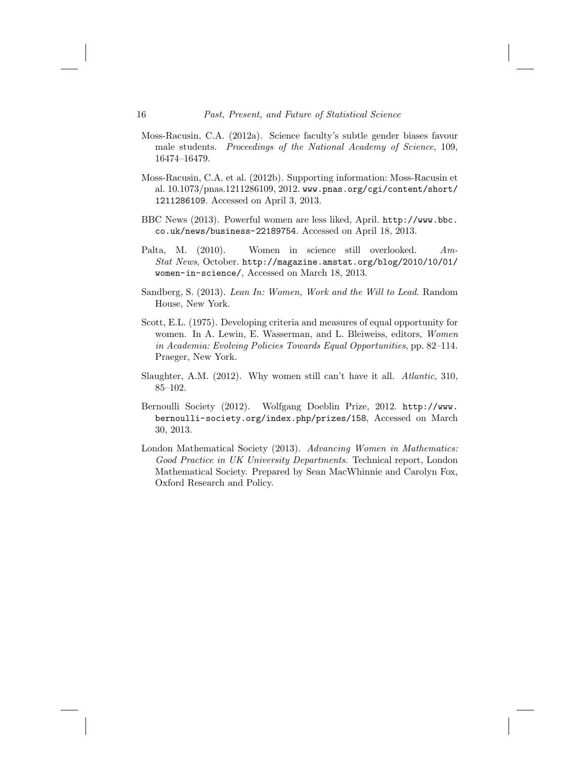Moss-Racusin, C.A. (2012a). Science faculty's subtle gender biases favour male students. *Proceedings of the National Academy of Science*, 109, 16474–16479.

Moss-Racusin, C.A. et al. (2012b). Supporting information: Moss-Racusin et al. 10.1073/pnas.1211286109, 2012. www.pnas.org/cgi/content/short/1211286109. Accessed on April 3, 2013.

BBC News (2013). Powerful women are less liked, April. http://www.bbc.co.uk/news/business-22189754. Accessed on April 18, 2013.

Palta, M. (2010). Women in science still overlooked. *AmStat News*, October. http://magazine.amstat.org/blog/2010/10/01/women-in-science/, Accessed on March 18, 2013.

Sandberg, S. (2013). *Lean In: Women, Work and the Will to Lead*. Random House, New York.

Scott, E.L. (1975). Developing criteria and measures of equal opportunity for women. In A. Lewin, E. Wasserman, and L. Bleiweiss, editors, *Women in Academia: Evolving Policies Towards Equal Opportunities*, pp. 82–114. Praeger, New York.

Slaughter, A.M. (2012). Why women still can't have it all. *Atlantic*, 310, 85–102.

Bernoulli Society (2012). Wolfgang Doeblin Prize, 2012. http://www.bernoulli-society.org/index.php/prizes/158, Accessed on March 30, 2013.

London Mathematical Society (2013). *Advancing Women in Mathematics: Good Practice in UK University Departments.* Technical report, London Mathematical Society. Prepared by Sean MacWhinnie and Carolyn Fox, Oxford Research and Policy.